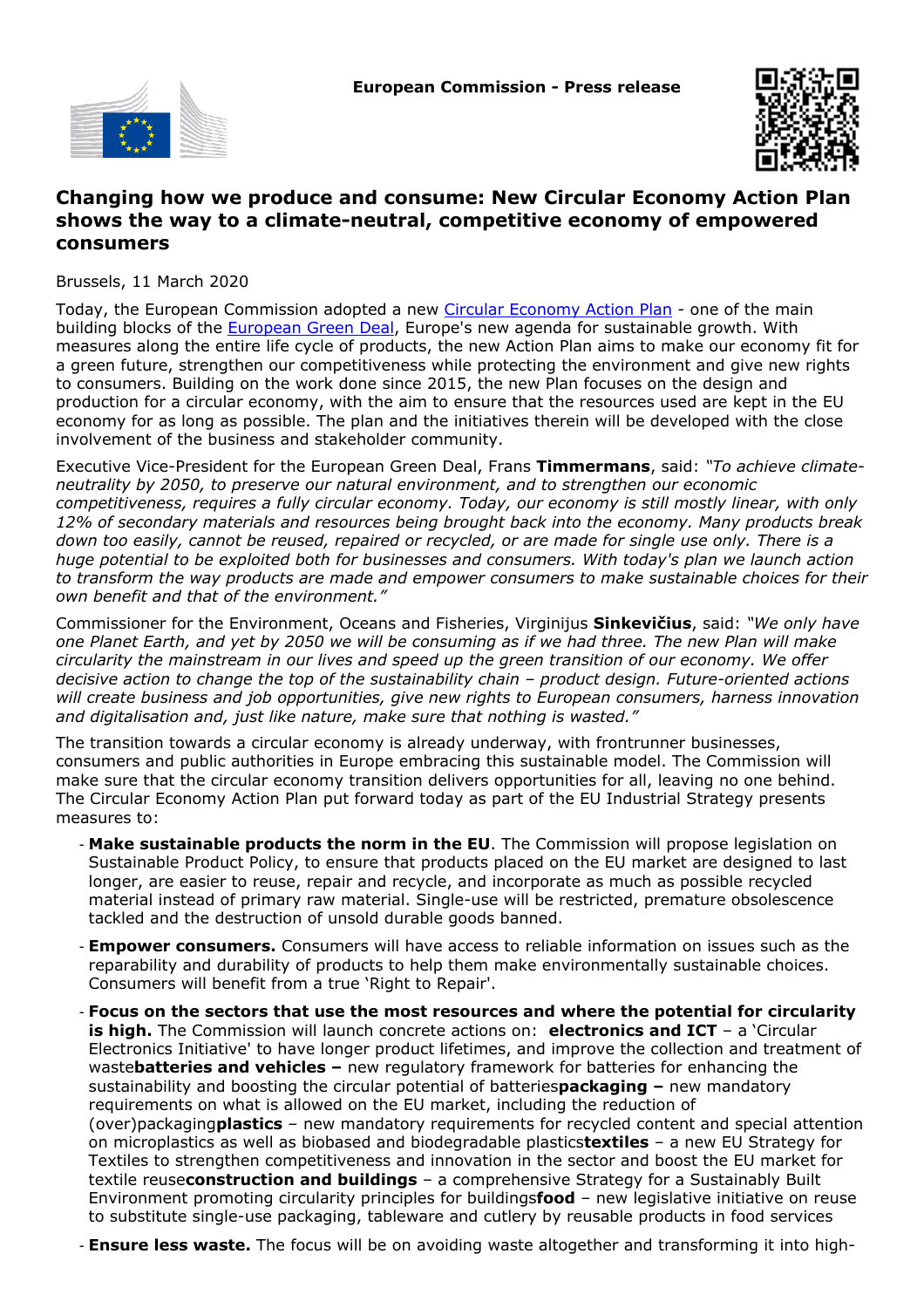European Commission - Press release

# Changing how we produce and consume: New Circular Economy Action Plan shows the way to a climate-neutral, competitive economy of empowered consumers

Brussels, 11 March 2020

Today, the European Commission adopted a new Circular Economy Action Plan - one of the main building blocks of the European Green Deal, Europe's new agenda for sustainable growth. With measures along the entire life cycle of products, the new Action Plan aims to make our economy fit for a green future, strengthen our competitiveness while protecting the environment and give new rights to consumers. Building on the work done since 2015, the new Plan focuses on the design and production for a circular economy, with the aim to ensure that the resources used are kept in the EU economy for as long as possible. The plan and the initiatives therein will be developed with the close involvement of the business and stakeholder community.

Executive Vice-President for the European Green Deal, Frans **Timmermans**, said: *"To achieve climate-neutrality by 2050, to preserve our natural environment, and to strengthen our economic competitiveness, requires a fully circular economy. Today, our economy is still mostly linear, with only 12% of secondary materials and resources being brought back into the economy. Many products break down too easily, cannot be reused, repaired or recycled, or are made for single use only. There is a huge potential to be exploited both for businesses and consumers. With today's plan we launch action to transform the way products are made and empower consumers to make sustainable choices for their own benefit and that of the environment."*

Commissioner for the Environment, Oceans and Fisheries, Virginijus **Sinkevičius**, said: *"We only have one Planet Earth, and yet by 2050 we will be consuming as if we had three. The new Plan will make circularity the mainstream in our lives and speed up the green transition of our economy. We offer decisive action to change the top of the sustainability chain – product design. Future-oriented actions will create business and job opportunities, give new rights to European consumers, harness innovation and digitalisation and, just like nature, make sure that nothing is wasted."*

The transition towards a circular economy is already underway, with frontrunner businesses, consumers and public authorities in Europe embracing this sustainable model. The Commission will make sure that the circular economy transition delivers opportunities for all, leaving no one behind. The Circular Economy Action Plan put forward today as part of the EU Industrial Strategy presents measures to:

- **Make sustainable products the norm in the EU**. The Commission will propose legislation on Sustainable Product Policy, to ensure that products placed on the EU market are designed to last longer, are easier to reuse, repair and recycle, and incorporate as much as possible recycled material instead of primary raw material. Single-use will be restricted, premature obsolescence tackled and the destruction of unsold durable goods banned.
- **Empower consumers.** Consumers will have access to reliable information on issues such as the reparability and durability of products to help them make environmentally sustainable choices. Consumers will benefit from a true 'Right to Repair'.
- **Focus on the sectors that use the most resources and where the potential for circularity is high.** The Commission will launch concrete actions on: **electronics and ICT** – a 'Circular Electronics Initiative' to have longer product lifetimes, and improve the collection and treatment of waste**batteries and vehicles –** new regulatory framework for batteries for enhancing the sustainability and boosting the circular potential of batteries**packaging –** new mandatory requirements on what is allowed on the EU market, including the reduction of (over)packaging**plastics** – new mandatory requirements for recycled content and special attention on microplastics as well as biobased and biodegradable plastics**textiles** – a new EU Strategy for Textiles to strengthen competitiveness and innovation in the sector and boost the EU market for textile reuse**construction and buildings** – a comprehensive Strategy for a Sustainably Built Environment promoting circularity principles for buildings**food** – new legislative initiative on reuse to substitute single-use packaging, tableware and cutlery by reusable products in food services
- **Ensure less waste.** The focus will be on avoiding waste altogether and transforming it into high-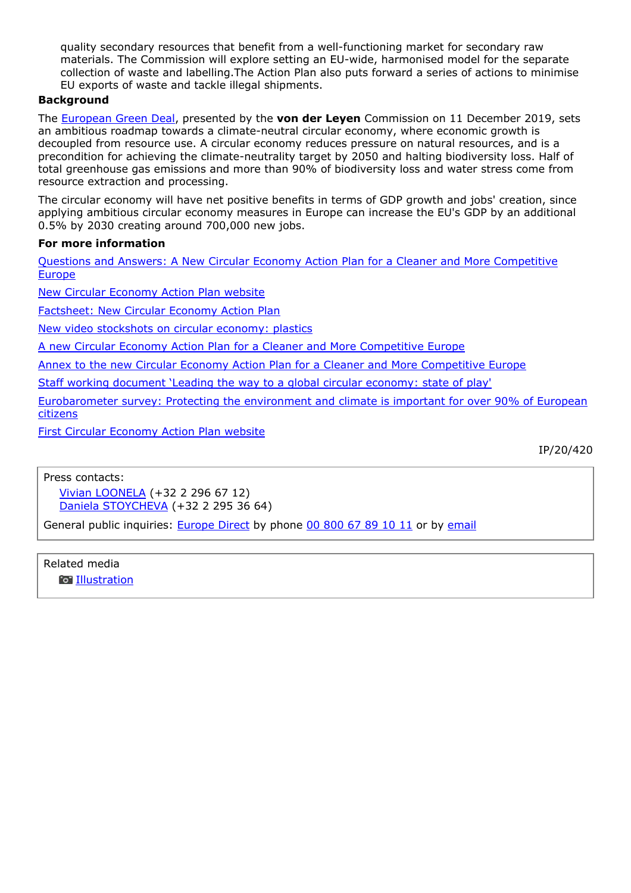quality secondary resources that benefit from a well-functioning market for secondary raw materials. The Commission will explore setting an EU-wide, harmonised model for the separate collection of waste and labelling.The Action Plan also puts forward a series of actions to minimise EU exports of waste and tackle illegal shipments.

**Background**

The European Green Deal, presented by the **von der Leyen** Commission on 11 December 2019, sets an ambitious roadmap towards a climate-neutral circular economy, where economic growth is decoupled from resource use. A circular economy reduces pressure on natural resources, and is a precondition for achieving the climate-neutrality target by 2050 and halting biodiversity loss. Half of total greenhouse gas emissions and more than 90% of biodiversity loss and water stress come from resource extraction and processing.

The circular economy will have net positive benefits in terms of GDP growth and jobs' creation, since applying ambitious circular economy measures in Europe can increase the EU's GDP by an additional 0.5% by 2030 creating around 700,000 new jobs.

**For more information**

Questions and Answers: A New Circular Economy Action Plan for a Cleaner and More Competitive Europe

New Circular Economy Action Plan website

Factsheet: New Circular Economy Action Plan

New video stockshots on circular economy: plastics

A new Circular Economy Action Plan for a Cleaner and More Competitive Europe

Annex to the new Circular Economy Action Plan for a Cleaner and More Competitive Europe

Staff working document 'Leading the way to a global circular economy: state of play'

Eurobarometer survey: Protecting the environment and climate is important for over 90% of European citizens

First Circular Economy Action Plan website

IP/20/420

Press contacts:

Vivian LOONELA (+32 2 296 67 12)
Daniela STOYCHEVA (+32 2 295 36 64)

General public inquiries: Europe Direct by phone 00 800 67 89 10 11 or by email

Related media

Illustration